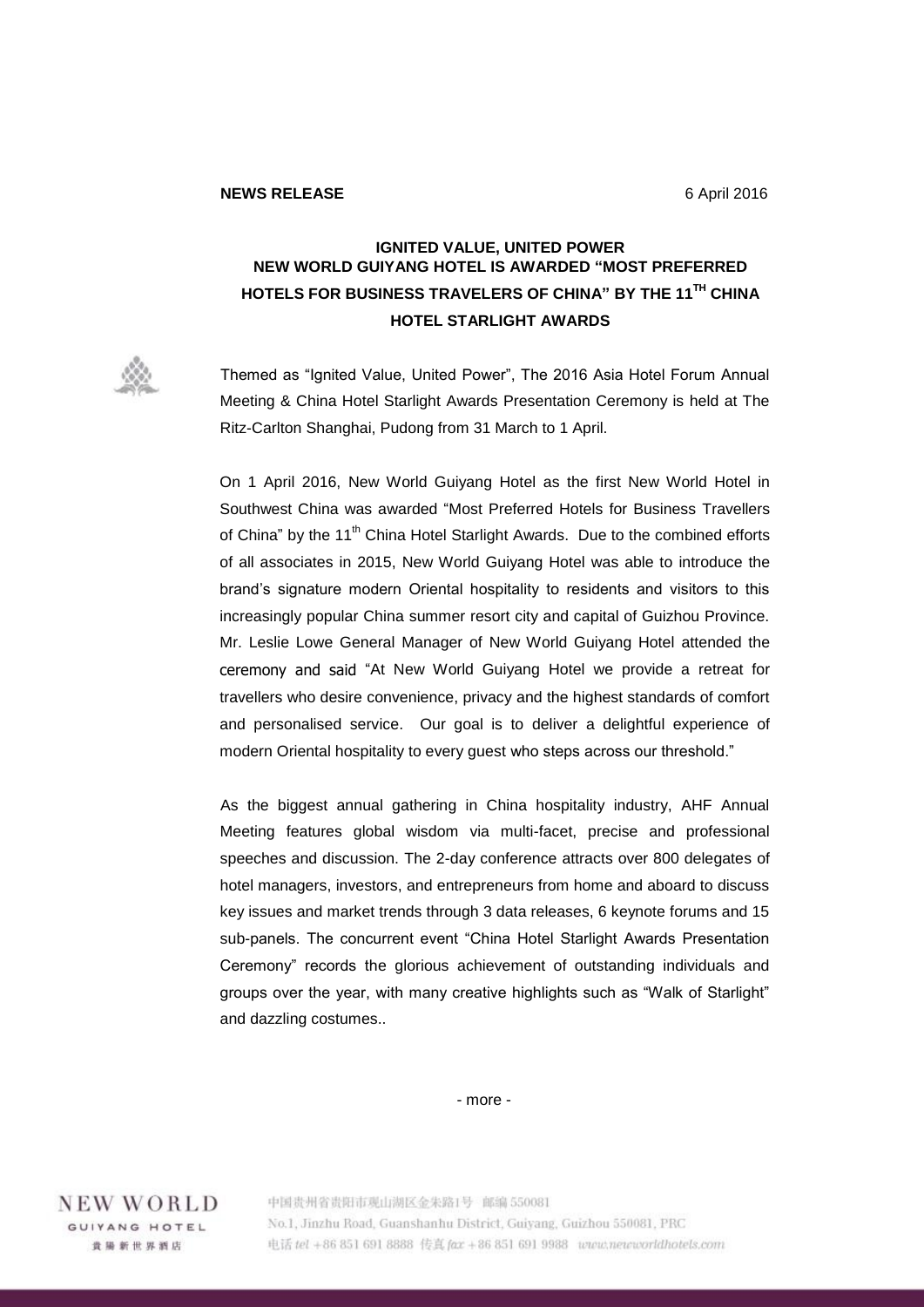**NEWS RELEASE** 6 April 2016

## IGNITED VALUE, UNITED POWER
## NEW WORLD GUIYANG HOTEL IS AWARDED "MOST PREFERRED HOTELS FOR BUSINESS TRAVELERS OF CHINA" BY THE 11TH CHINA HOTEL STARLIGHT AWARDS

Themed as "Ignited Value, United Power", The 2016 Asia Hotel Forum Annual Meeting & China Hotel Starlight Awards Presentation Ceremony is held at The Ritz-Carlton Shanghai, Pudong from 31 March to 1 April.

On 1 April 2016, New World Guiyang Hotel as the first New World Hotel in Southwest China was awarded "Most Preferred Hotels for Business Travellers of China" by the 11th China Hotel Starlight Awards. Due to the combined efforts of all associates in 2015, New World Guiyang Hotel was able to introduce the brand's signature modern Oriental hospitality to residents and visitors to this increasingly popular China summer resort city and capital of Guizhou Province. Mr. Leslie Lowe General Manager of New World Guiyang Hotel attended the ceremony and said "At New World Guiyang Hotel we provide a retreat for travellers who desire convenience, privacy and the highest standards of comfort and personalised service. Our goal is to deliver a delightful experience of modern Oriental hospitality to every guest who steps across our threshold."

As the biggest annual gathering in China hospitality industry, AHF Annual Meeting features global wisdom via multi-facet, precise and professional speeches and discussion. The 2-day conference attracts over 800 delegates of hotel managers, investors, and entrepreneurs from home and aboard to discuss key issues and market trends through 3 data releases, 6 keynote forums and 15 sub-panels. The concurrent event "China Hotel Starlight Awards Presentation Ceremony" records the glorious achievement of outstanding individuals and groups over the year, with many creative highlights such as "Walk of Starlight" and dazzling costumes..

- more -

NEW WORLD
GUIYANG HOTEL
贵阳新世界酒店

中国贵州省贵阳市观山湖区金朱路1号 邮编 550081
No.1, Jinzhu Road, Guanshanhu District, Guiyang, Guizhou 550081, PRC
电话 tel +86 851 691 8888 传真 fax +86 851 691 9988 www.newworldhotels.com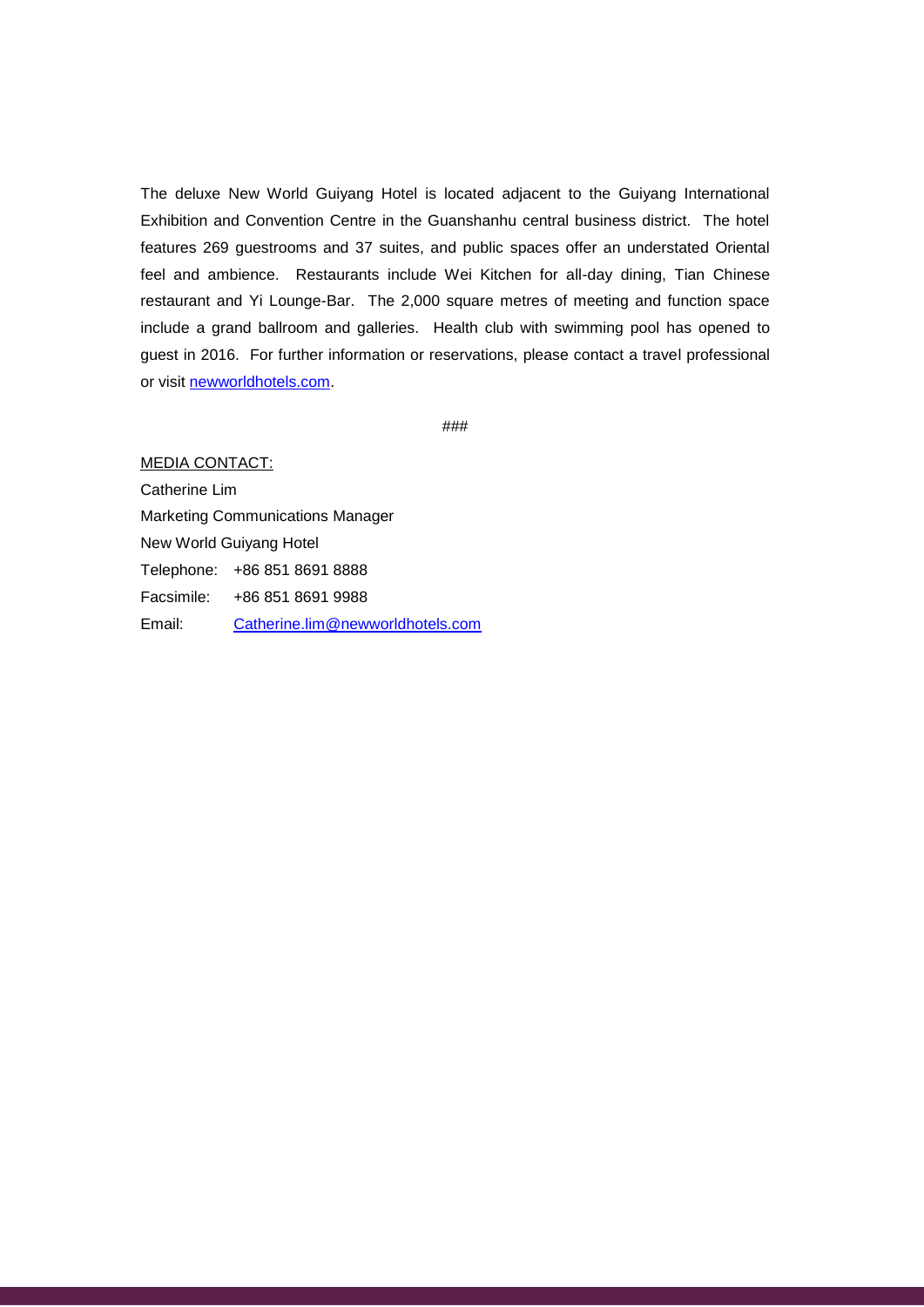The deluxe New World Guiyang Hotel is located adjacent to the Guiyang International Exhibition and Convention Centre in the Guanshanhu central business district. The hotel features 269 guestrooms and 37 suites, and public spaces offer an understated Oriental feel and ambience. Restaurants include Wei Kitchen for all-day dining, Tian Chinese restaurant and Yi Lounge-Bar. The 2,000 square metres of meeting and function space include a grand ballroom and galleries. Health club with swimming pool has opened to guest in 2016. For further information or reservations, please contact a travel professional or visit newworldhotels.com.

###

MEDIA CONTACT:

Catherine Lim
Marketing Communications Manager
New World Guiyang Hotel
Telephone: +86 851 8691 8888
Facsimile: +86 851 8691 9988
Email: Catherine.lim@newworldhotels.com